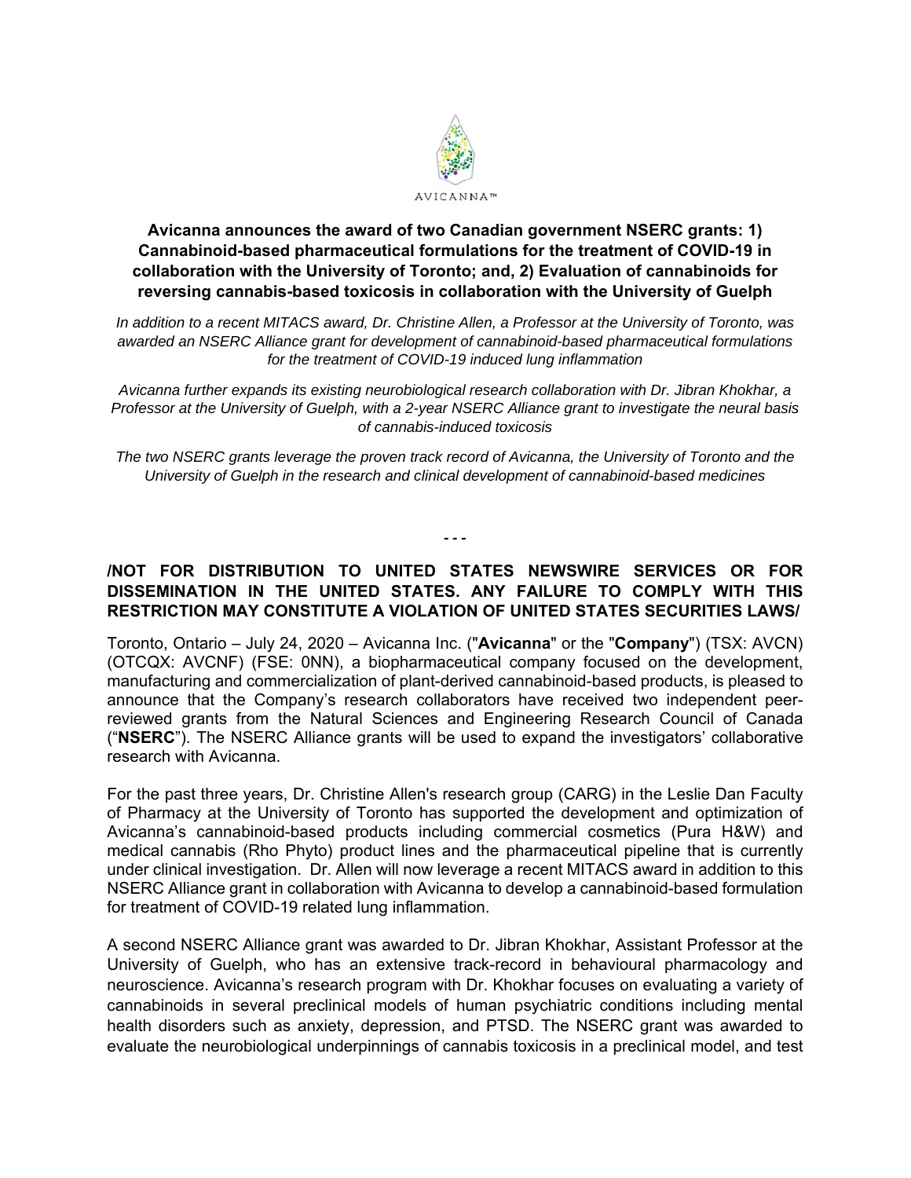AVICANNA™

# Avicanna announces the award of two Canadian government NSERC grants: 1) Cannabinoid-based pharmaceutical formulations for the treatment of COVID-19 in collaboration with the University of Toronto; and, 2) Evaluation of cannabinoids for reversing cannabis-based toxicosis in collaboration with the University of Guelph

*In addition to a recent MITACS award, Dr. Christine Allen, a Professor at the University of Toronto, was awarded an NSERC Alliance grant for development of cannabinoid-based pharmaceutical formulations for the treatment of COVID-19 induced lung inflammation*

*Avicanna further expands its existing neurobiological research collaboration with Dr. Jibran Khokhar, a Professor at the University of Guelph, with a 2-year NSERC Alliance grant to investigate the neural basis of cannabis-induced toxicosis*

*The two NSERC grants leverage the proven track record of Avicanna, the University of Toronto and the University of Guelph in the research and clinical development of cannabinoid-based medicines*

---

**/NOT FOR DISTRIBUTION TO UNITED STATES NEWSWIRE SERVICES OR FOR DISSEMINATION IN THE UNITED STATES. ANY FAILURE TO COMPLY WITH THIS RESTRICTION MAY CONSTITUTE A VIOLATION OF UNITED STATES SECURITIES LAWS/**

Toronto, Ontario – July 24, 2020 – Avicanna Inc. ("**Avicanna**" or the "**Company**") (TSX: AVCN) (OTCQX: AVCNF) (FSE: 0NN), a biopharmaceutical company focused on the development, manufacturing and commercialization of plant-derived cannabinoid-based products, is pleased to announce that the Company's research collaborators have received two independent peer-reviewed grants from the Natural Sciences and Engineering Research Council of Canada ("**NSERC**"). The NSERC Alliance grants will be used to expand the investigators' collaborative research with Avicanna.

For the past three years, Dr. Christine Allen's research group (CARG) in the Leslie Dan Faculty of Pharmacy at the University of Toronto has supported the development and optimization of Avicanna's cannabinoid-based products including commercial cosmetics (Pura H&W) and medical cannabis (Rho Phyto) product lines and the pharmaceutical pipeline that is currently under clinical investigation. Dr. Allen will now leverage a recent MITACS award in addition to this NSERC Alliance grant in collaboration with Avicanna to develop a cannabinoid-based formulation for treatment of COVID-19 related lung inflammation.

A second NSERC Alliance grant was awarded to Dr. Jibran Khokhar, Assistant Professor at the University of Guelph, who has an extensive track-record in behavioural pharmacology and neuroscience. Avicanna's research program with Dr. Khokhar focuses on evaluating a variety of cannabinoids in several preclinical models of human psychiatric conditions including mental health disorders such as anxiety, depression, and PTSD. The NSERC grant was awarded to evaluate the neurobiological underpinnings of cannabis toxicosis in a preclinical model, and test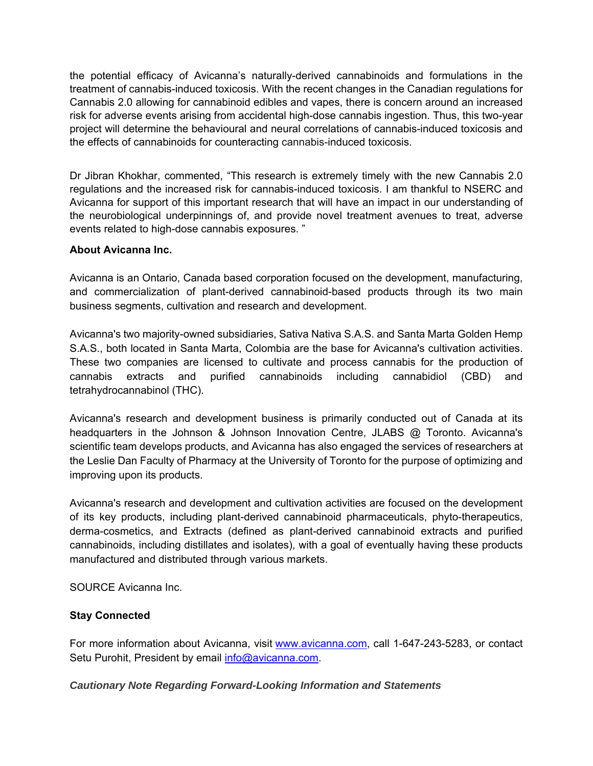the potential efficacy of Avicanna's naturally-derived cannabinoids and formulations in the treatment of cannabis-induced toxicosis. With the recent changes in the Canadian regulations for Cannabis 2.0 allowing for cannabinoid edibles and vapes, there is concern around an increased risk for adverse events arising from accidental high-dose cannabis ingestion. Thus, this two-year project will determine the behavioural and neural correlations of cannabis-induced toxicosis and the effects of cannabinoids for counteracting cannabis-induced toxicosis.

Dr Jibran Khokhar, commented, "This research is extremely timely with the new Cannabis 2.0 regulations and the increased risk for cannabis-induced toxicosis. I am thankful to NSERC and Avicanna for support of this important research that will have an impact in our understanding of the neurobiological underpinnings of, and provide novel treatment avenues to treat, adverse events related to high-dose cannabis exposures. "

**About Avicanna Inc.**

Avicanna is an Ontario, Canada based corporation focused on the development, manufacturing, and commercialization of plant-derived cannabinoid-based products through its two main business segments, cultivation and research and development.

Avicanna's two majority-owned subsidiaries, Sativa Nativa S.A.S. and Santa Marta Golden Hemp S.A.S., both located in Santa Marta, Colombia are the base for Avicanna's cultivation activities. These two companies are licensed to cultivate and process cannabis for the production of cannabis extracts and purified cannabinoids including cannabidiol (CBD) and tetrahydrocannabinol (THC).

Avicanna's research and development business is primarily conducted out of Canada at its headquarters in the Johnson & Johnson Innovation Centre, JLABS @ Toronto. Avicanna's scientific team develops products, and Avicanna has also engaged the services of researchers at the Leslie Dan Faculty of Pharmacy at the University of Toronto for the purpose of optimizing and improving upon its products.

Avicanna's research and development and cultivation activities are focused on the development of its key products, including plant-derived cannabinoid pharmaceuticals, phyto-therapeutics, derma-cosmetics, and Extracts (defined as plant-derived cannabinoid extracts and purified cannabinoids, including distillates and isolates), with a goal of eventually having these products manufactured and distributed through various markets.

SOURCE Avicanna Inc.

**Stay Connected**

For more information about Avicanna, visit www.avicanna.com, call 1-647-243-5283, or contact Setu Purohit, President by email info@avicanna.com.

***Cautionary Note Regarding Forward-Looking Information and Statements***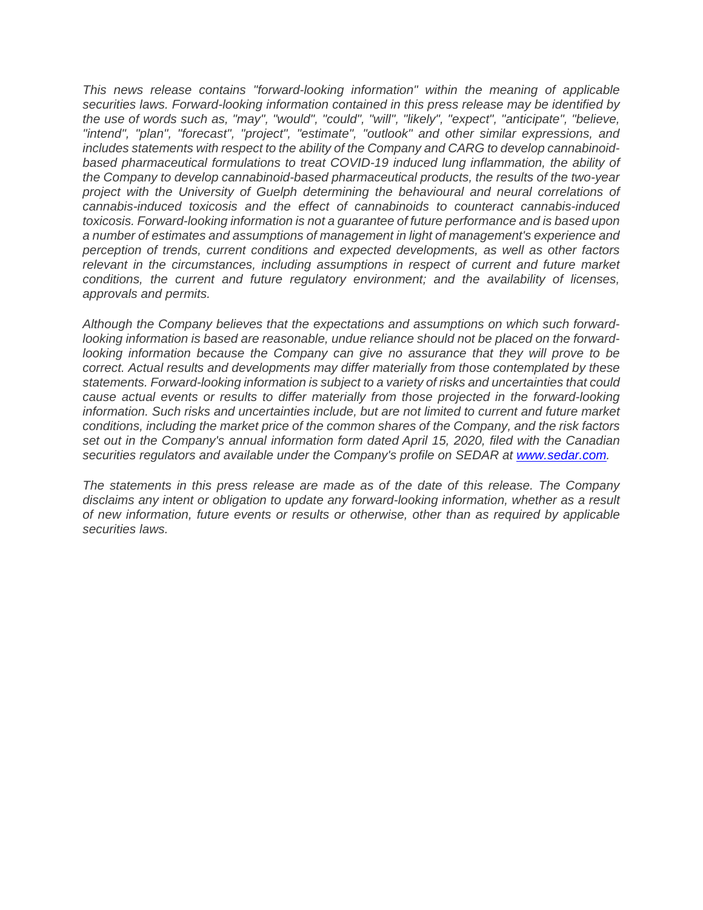*This news release contains "forward-looking information" within the meaning of applicable securities laws. Forward-looking information contained in this press release may be identified by the use of words such as, "may", "would", "could", "will", "likely", "expect", "anticipate", "believe, "intend", "plan", "forecast", "project", "estimate", "outlook" and other similar expressions, and includes statements with respect to the ability of the Company and CARG to develop cannabinoid-based pharmaceutical formulations to treat COVID-19 induced lung inflammation, the ability of the Company to develop cannabinoid-based pharmaceutical products, the results of the two-year project with the University of Guelph determining the behavioural and neural correlations of cannabis-induced toxicosis and the effect of cannabinoids to counteract cannabis-induced toxicosis. Forward-looking information is not a guarantee of future performance and is based upon a number of estimates and assumptions of management in light of management's experience and perception of trends, current conditions and expected developments, as well as other factors relevant in the circumstances, including assumptions in respect of current and future market conditions, the current and future regulatory environment; and the availability of licenses, approvals and permits.*

*Although the Company believes that the expectations and assumptions on which such forward-looking information is based are reasonable, undue reliance should not be placed on the forward-looking information because the Company can give no assurance that they will prove to be correct. Actual results and developments may differ materially from those contemplated by these statements. Forward-looking information is subject to a variety of risks and uncertainties that could cause actual events or results to differ materially from those projected in the forward-looking information. Such risks and uncertainties include, but are not limited to current and future market conditions, including the market price of the common shares of the Company, and the risk factors set out in the Company's annual information form dated April 15, 2020, filed with the Canadian securities regulators and available under the Company's profile on SEDAR at [www.sedar.com](http://www.sedar.com).*

*The statements in this press release are made as of the date of this release. The Company disclaims any intent or obligation to update any forward-looking information, whether as a result of new information, future events or results or otherwise, other than as required by applicable securities laws.*